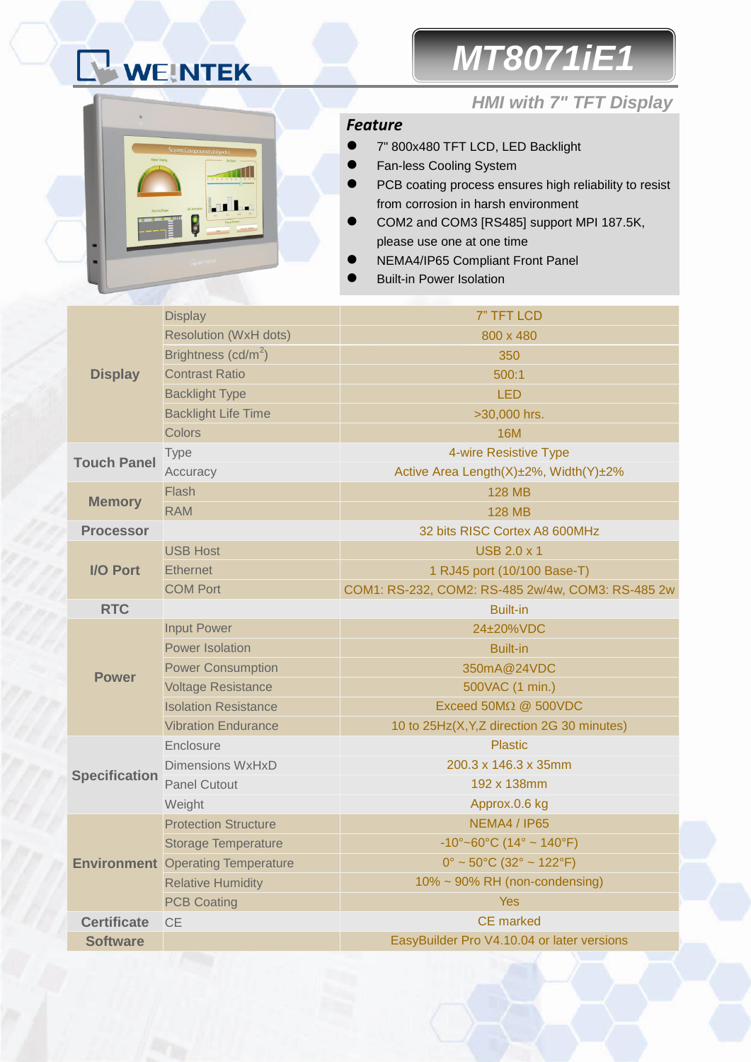# WEINTEK

# MT8071iE1

## HMI with 7" TFT Display

### Feature

- 7" 800x480 TFT LCD, LED Backlight
- Fan-less Cooling System
- PCB coating process ensures high reliability to resist from corrosion in harsh environment
- COM2 and COM3 [RS485] support MPI 187.5K, please use one at one time
- NEMA4/IP65 Compliant Front Panel
- Built-in Power Isolation

| | | |
|---|---|---|
| **Display** | Display | 7" TFT LCD |
| | Resolution (WxH dots) | 800 x 480 |
| | Brightness (cd/m$^2$) | 350 |
| | Contrast Ratio | 500:1 |
| | Backlight Type | LED |
| | Backlight Life Time | >30,000 hrs. |
| | Colors | 16M |
| **Touch Panel** | Type | 4-wire Resistive Type |
| | Accuracy | Active Area Length(X)±2%, Width(Y)±2% |
| **Memory** | Flash | 128 MB |
| | RAM | 128 MB |
| **Processor** | | 32 bits RISC Cortex A8 600MHz |
| **I/O Port** | USB Host | USB 2.0 x 1 |
| | Ethernet | 1 RJ45 port (10/100 Base-T) |
| | COM Port | COM1: RS-232, COM2: RS-485 2w/4w, COM3: RS-485 2w |
| **RTC** | | Built-in |
| **Power** | Input Power | 24±20%VDC |
| | Power Isolation | Built-in |
| | Power Consumption | 350mA@24VDC |
| | Voltage Resistance | 500VAC (1 min.) |
| | Isolation Resistance | Exceed 50MΩ @ 500VDC |
| | Vibration Endurance | 10 to 25Hz(X,Y,Z direction 2G 30 minutes) |
| **Specification** | Enclosure | Plastic |
| | Dimensions WxHxD | 200.3 x 146.3 x 35mm |
| | Panel Cutout | 192 x 138mm |
| | Weight | Approx.0.6 kg |
| **Environment** | Protection Structure | NEMA4 / IP65 |
| | Storage Temperature | -10°~60°C (14° ~ 140°F) |
| | Operating Temperature | 0° ~ 50°C (32° ~ 122°F) |
| | Relative Humidity | 10% ~ 90% RH (non-condensing) |
| | PCB Coating | Yes |
| **Certificate** | CE | CE marked |
| **Software** | | EasyBuilder Pro V4.10.04 or later versions |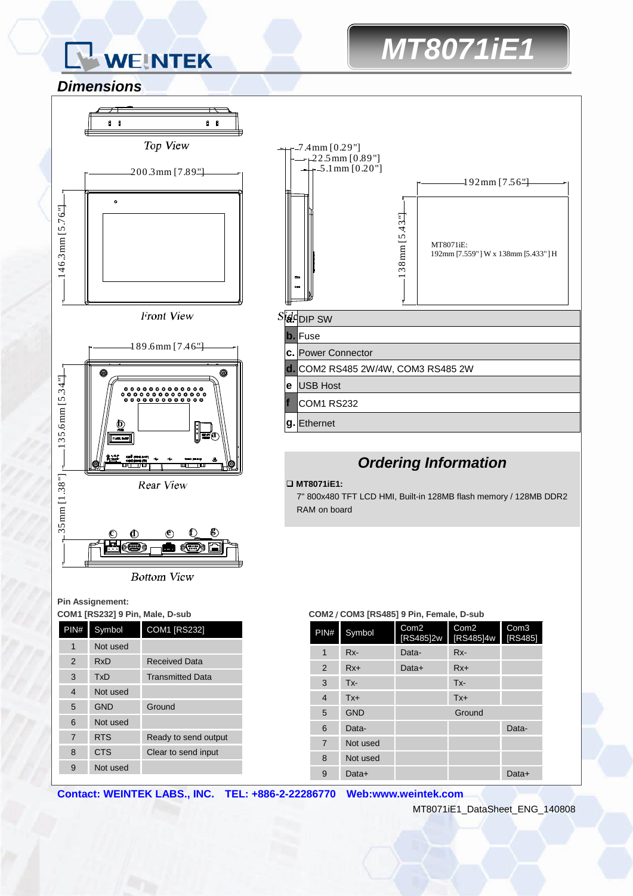## Dimensions

Top View

200.3mm [7.89"]

146.3mm [5.76"]

Front View

189.6mm [7.46"]

135.6mm [5.34"]

Rear View

35mm [1.38"]

Bottom View

7.4mm [0.29"]

22.5mm [0.89"]

5.1mm [0.20"]

Side View

192mm [7.56"]

138mm [5.43"]

MT8071iE:
192mm [7.559"] W x 138mm [5.433"] H

| | |
|---|---|
| a. | DIP SW |
| b. | Fuse |
| c. | Power Connector |
| d. | COM2 RS485 2W/4W, COM3 RS485 2W |
| e | USB Host |
| f | COM1 RS232 |
| g. | Ethernet |

## Ordering Information

❑ **MT8071iE1:**

7" 800x480 TFT LCD HMI, Built-in 128MB flash memory / 128MB DDR2 RAM on board

**Pin Assignment:**

**COM1 [RS232] 9 Pin, Male, D-sub**

| PIN# | Symbol | COM1 [RS232] |
|---|---|---|
| 1 | Not used | |
| 2 | RxD | Received Data |
| 3 | TxD | Transmitted Data |
| 4 | Not used | |
| 5 | GND | Ground |
| 6 | Not used | |
| 7 | RTS | Ready to send output |
| 8 | CTS | Clear to send input |
| 9 | Not used | |

**COM2 / COM3 [RS485] 9 Pin, Female, D-sub**

| PIN# | Symbol | Com2 [RS485]2w | Com2 [RS485]4w | Com3 [RS485] |
|---|---|---|---|---|
| 1 | Rx- | Data- | Rx- | |
| 2 | Rx+ | Data+ | Rx+ | |
| 3 | Tx- | | Tx- | |
| 4 | Tx+ | | Tx+ | |
| 5 | GND | Ground | | |
| 6 | Data- | | | Data- |
| 7 | Not used | | | |
| 8 | Not used | | | |
| 9 | Data+ | | | Data+ |

**Contact: WEINTEK LABS., INC. TEL: +886-2-22286770 Web:www.weintek.com**

MT8071iE1_DataSheet_ENG_140808